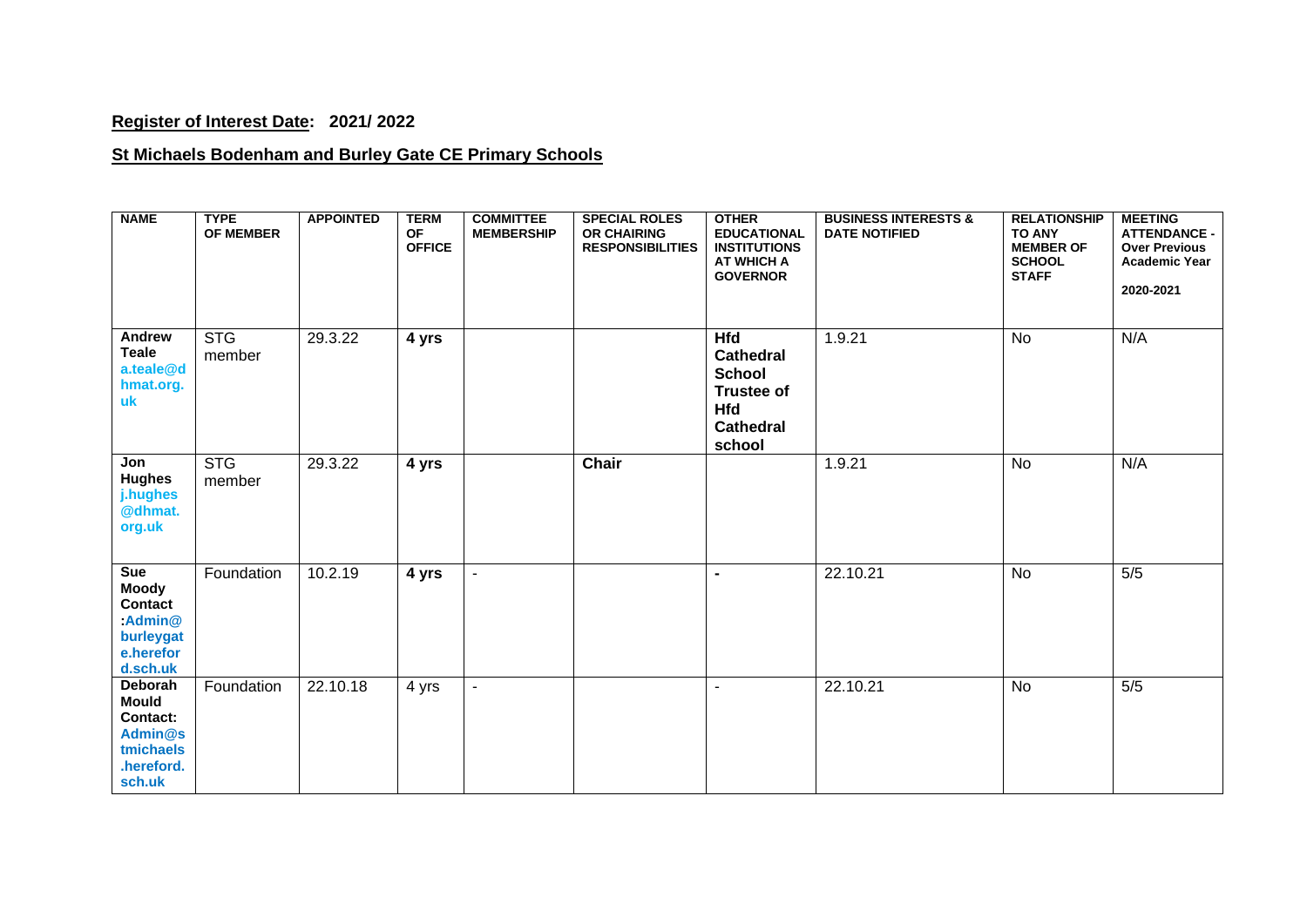**Register of Interest Date: 2021/ 2022**

**St Michaels Bodenham and Burley Gate CE Primary Schools**

| NAME | TYPE OF MEMBER | APPOINTED | TERM OF OFFICE | COMMITTEE MEMBERSHIP | SPECIAL ROLES OR CHAIRING RESPONSIBILITIES | OTHER EDUCATIONAL INSTITUTIONS AT WHICH A GOVERNOR | BUSINESS INTERESTS & DATE NOTIFIED | RELATIONSHIP TO ANY MEMBER OF SCHOOL STAFF | MEETING ATTENDANCE - Over Previous Academic Year 2020-2021 |
|---|---|---|---|---|---|---|---|---|---|
| **Andrew Teale** **a.teale@dhmat.org.uk** | STG member | 29.3.22 | **4 yrs** | | | **Hfd Cathedral School Trustee of Hfd Cathedral school** | 1.9.21 | No | N/A |
| **Jon Hughes** **j.hughes@dhmat.org.uk** | STG member | 29.3.22 | **4 yrs** | | **Chair** | | 1.9.21 | No | N/A |
| **Sue Moody Contact :Admin@burleygate.hereford.sch.uk** | Foundation | 10.2.19 | **4 yrs** | - | | **-** | 22.10.21 | No | 5/5 |
| **Deborah Mould Contact: Admin@stmichaels.hereford.sch.uk** | Foundation | 22.10.18 | 4 yrs | - | | - | 22.10.21 | No | 5/5 |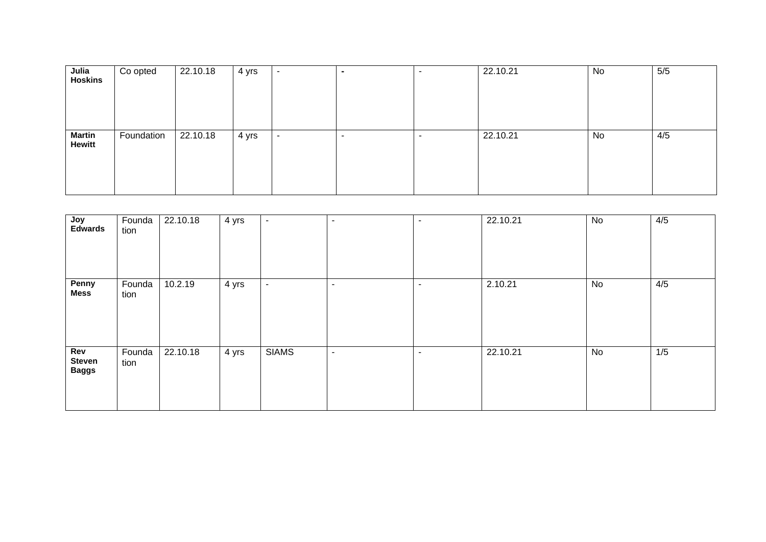| | | | | | | | | | |
|---|---|---|---|---|---|---|---|---|---|
| **Julia Hoskins** | Co opted | 22.10.18 | 4 yrs | - | - | - | 22.10.21 | No | 5/5 |
| **Martin Hewitt** | Foundation | 22.10.18 | 4 yrs | - | - | - | 22.10.21 | No | 4/5 |

| | | | | | | | | | |
|---|---|---|---|---|---|---|---|---|---|
| **Joy Edwards** | Foundation | 22.10.18 | 4 yrs | - | - | - | 22.10.21 | No | 4/5 |
| **Penny Mess** | Foundation | 10.2.19 | 4 yrs | - | - | - | 2.10.21 | No | 4/5 |
| **Rev Steven Baggs** | Foundation | 22.10.18 | 4 yrs | SIAMS | - | - | 22.10.21 | No | 1/5 |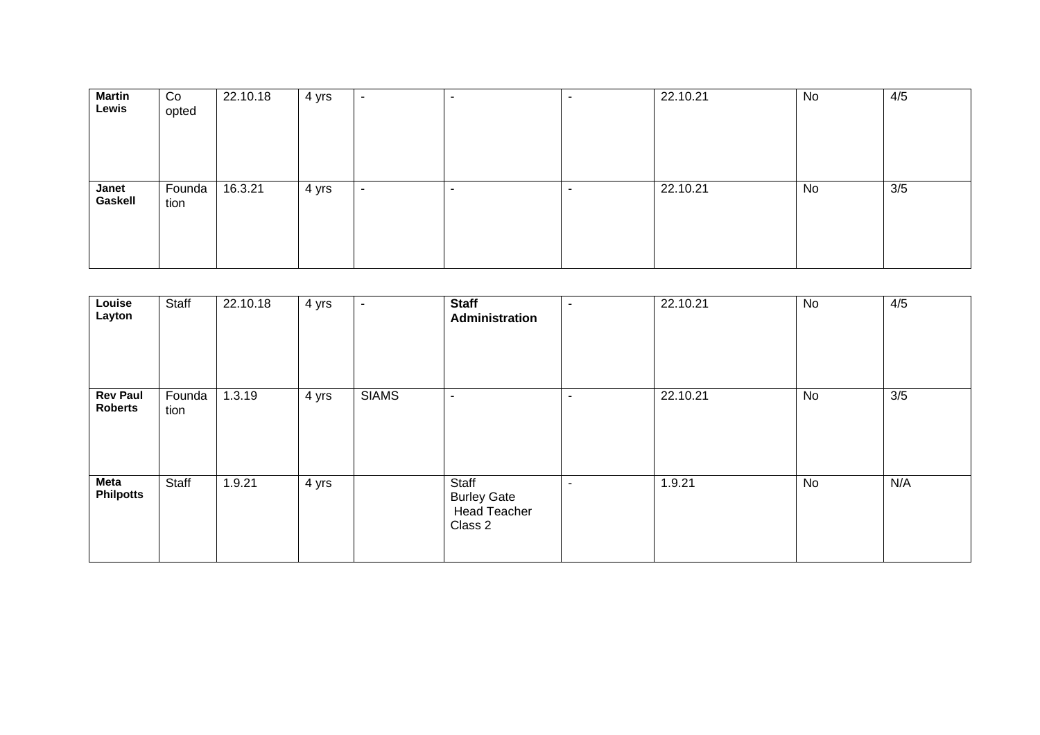| | | | | | | | | | |
|---|---|---|---|---|---|---|---|---|---|
| **Martin Lewis** | Co opted | 22.10.18 | 4 yrs | - | - | - | 22.10.21 | No | 4/5 |
| **Janet Gaskell** | Foundation | 16.3.21 | 4 yrs | - | - | - | 22.10.21 | No | 3/5 |

| | | | | | | | | | |
|---|---|---|---|---|---|---|---|---|---|
| **Louise Layton** | Staff | 22.10.18 | 4 yrs | - | **Staff Administration** | - | 22.10.21 | No | 4/5 |
| **Rev Paul Roberts** | Foundation | 1.3.19 | 4 yrs | SIAMS | - | - | 22.10.21 | No | 3/5 |
| **Meta Philpotts** | Staff | 1.9.21 | 4 yrs | | Staff Burley Gate Head Teacher Class 2 | - | 1.9.21 | No | N/A |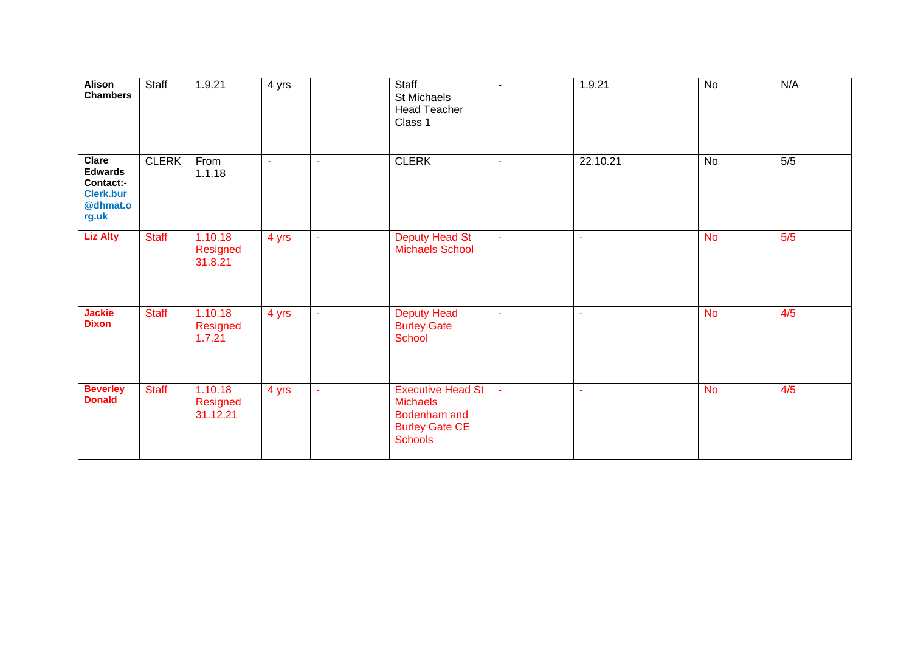| | | | | | | | | | |
|---|---|---|---|---|---|---|---|---|---|
| **Alison Chambers** | Staff | 1.9.21 | 4 yrs | | Staff St Michaels Head Teacher Class 1 | - | 1.9.21 | No | N/A |
| **Clare Edwards Contact:- Clerk.bur @dhmat.org.uk** | CLERK | From 1.1.18 | - | - | CLERK | - | 22.10.21 | No | 5/5 |
| **Liz Alty** | Staff | 1.10.18 Resigned 31.8.21 | 4 yrs | - | Deputy Head St Michaels School | - | - | No | 5/5 |
| **Jackie Dixon** | Staff | 1.10.18 Resigned 1.7.21 | 4 yrs | - | Deputy Head Burley Gate School | - | - | No | 4/5 |
| **Beverley Donald** | Staff | 1.10.18 Resigned 31.12.21 | 4 yrs | - | Executive Head St Michaels Bodenham and Burley Gate CE Schools | - | - | No | 4/5 |